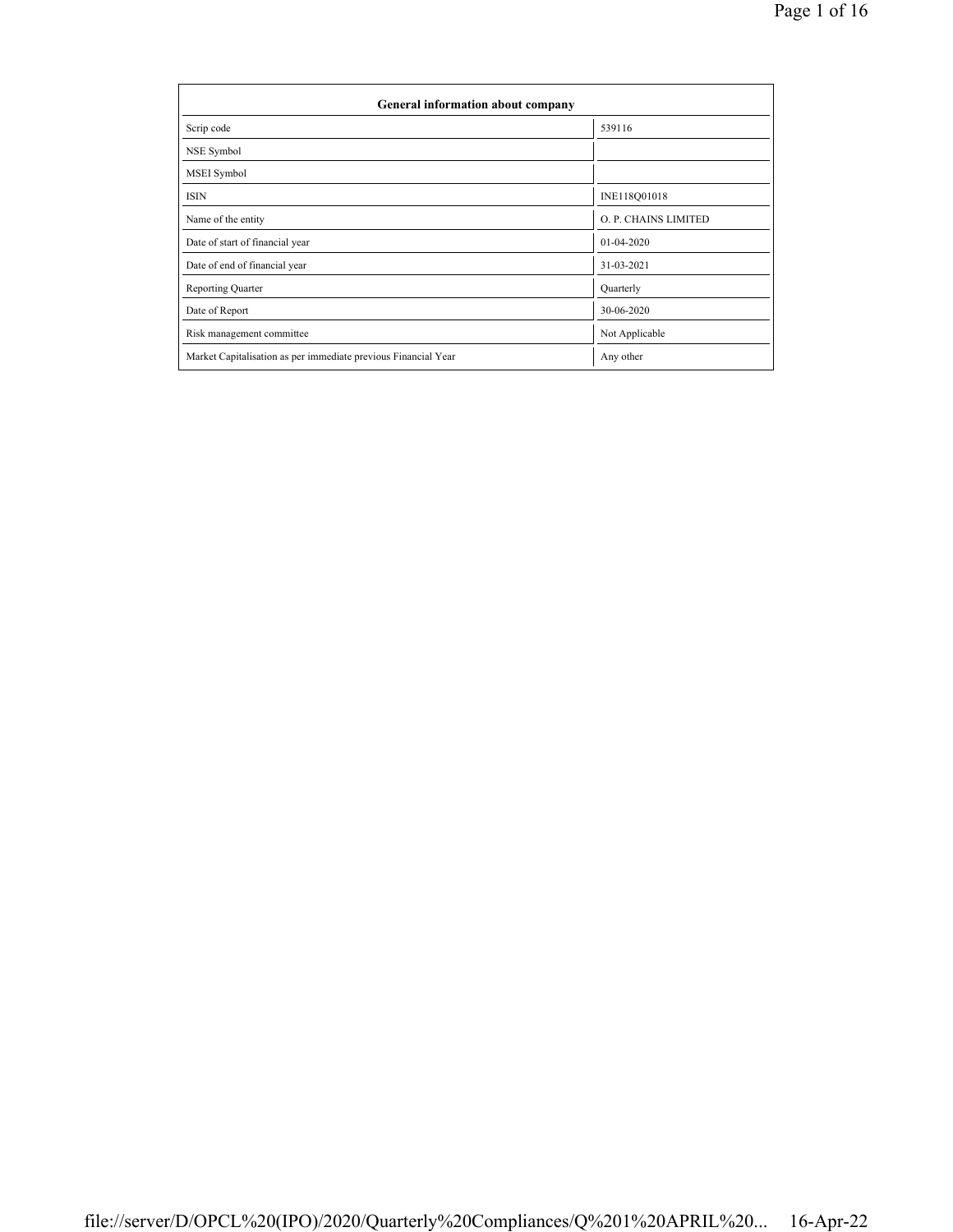| General information about company | |
|---|---|
| Scrip code | 539116 |
| NSE Symbol | |
| MSEI Symbol | |
| ISIN | INE118Q01018 |
| Name of the entity | O. P. CHAINS LIMITED |
| Date of start of financial year | 01-04-2020 |
| Date of end of financial year | 31-03-2021 |
| Reporting Quarter | Quarterly |
| Date of Report | 30-06-2020 |
| Risk management committee | Not Applicable |
| Market Capitalisation as per immediate previous Financial Year | Any other |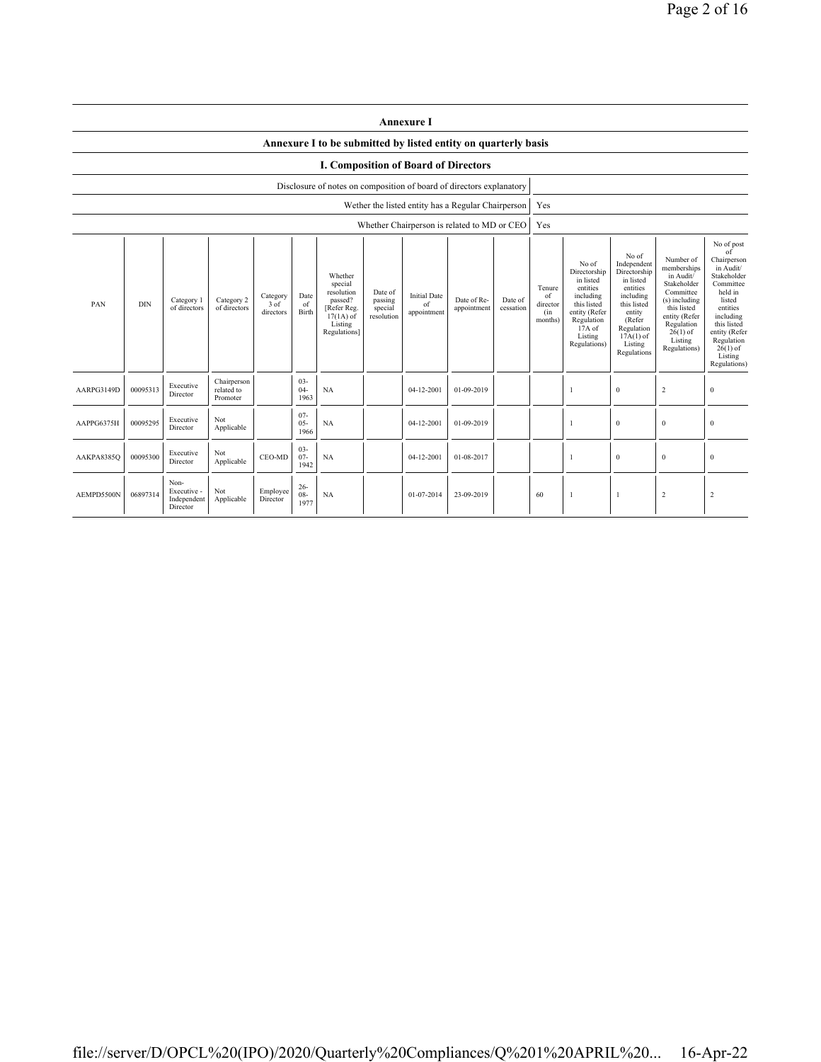## Annexure I

### Annexure I to be submitted by listed entity on quarterly basis

### I. Composition of Board of Directors

| Disclosure of notes on composition of board of directors explanatory | |
|---|---|
| Wether the listed entity has a Regular Chairperson | Yes |
| Whether Chairperson is related to MD or CEO | Yes |

| PAN | DIN | Category 1 of directors | Category 2 of directors | Category 3 of directors | Date of Birth | Whether special resolution passed? [Refer Reg. 17(1A) of Listing Regulations] | Date of passing special resolution | Initial Date of appointment | Date of Re-appointment | Date of cessation | Tenure of director (in months) | No of Directorship in listed entities including this listed entity (Refer Regulation 17A of Listing Regulations) | No of Independent Directorship in listed entities including this listed entity (Refer Regulation 17A(1) of Listing Regulations | Number of memberships in Audit/ Stakeholder Committee (s) including this listed entity (Refer Regulation 26(1) of Listing Regulations) | No of post of Chairperson in Audit/ Stakeholder Committee held in listed entities including this listed entity (Refer Regulation 26(1) of Listing Regulations) |
|---|---|---|---|---|---|---|---|---|---|---|---|---|---|---|---|
| AARPG3149D | 00095313 | Executive Director | Chairperson related to Promoter | | 03-04-1963 | NA | | 04-12-2001 | 01-09-2019 | | | 1 | 0 | 2 | 0 |
| AAPPG6375H | 00095295 | Executive Director | Not Applicable | | 07-05-1966 | NA | | 04-12-2001 | 01-09-2019 | | | 1 | 0 | 0 | 0 |
| AAKPA8385Q | 00095300 | Executive Director | Not Applicable | CEO-MD | 03-07-1942 | NA | | 04-12-2001 | 01-08-2017 | | | 1 | 0 | 0 | 0 |
| AEMPD5500N | 06897314 | Non-Executive - Independent Director | Not Applicable | Employee Director | 26-08-1977 | NA | | 01-07-2014 | 23-09-2019 | | 60 | 1 | 1 | 2 | 2 |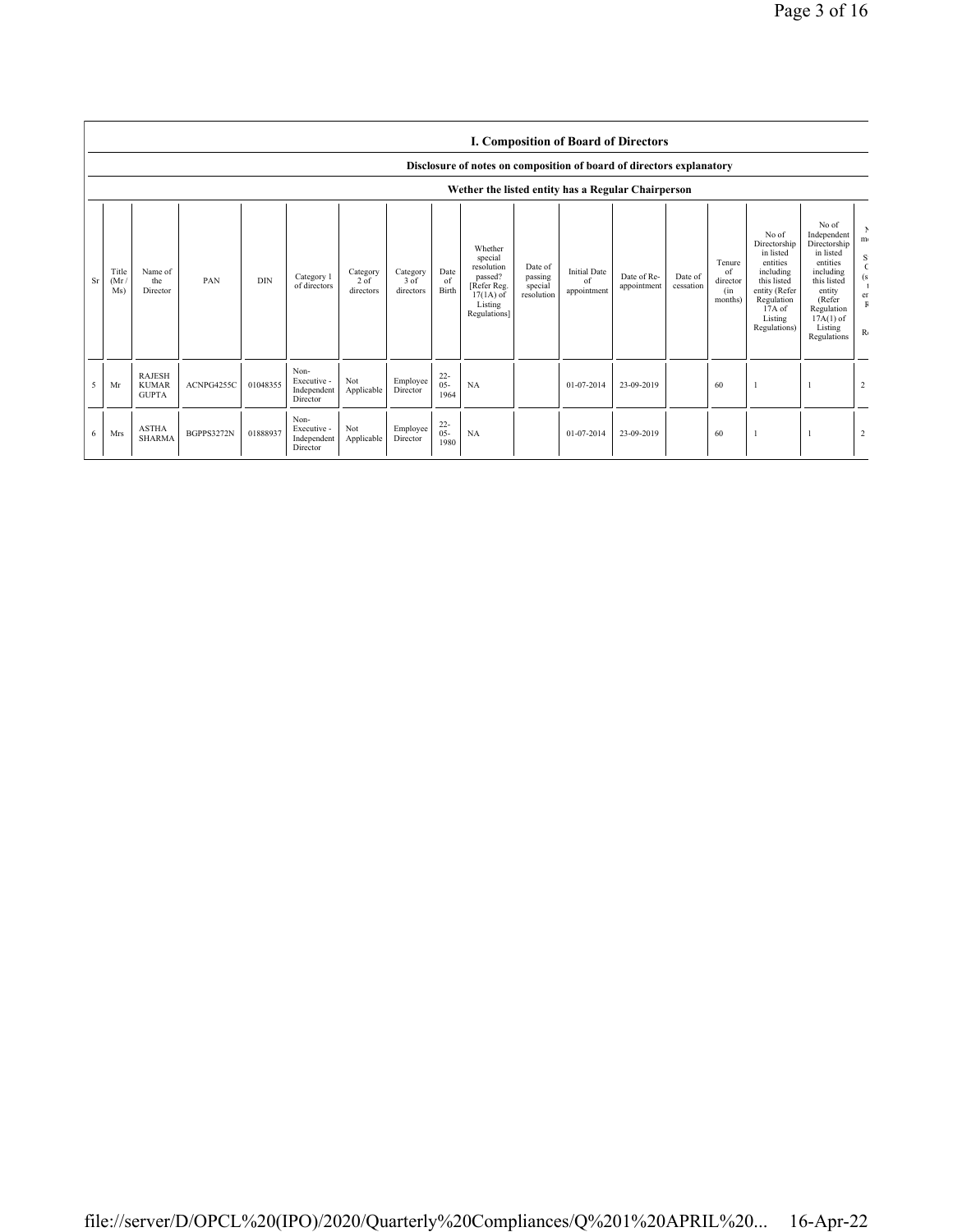## I. Composition of Board of Directors

### Disclosure of notes on composition of board of directors explanatory

### Wether the listed entity has a Regular Chairperson

| Sr | Title (Mr / Ms) | Name of the Director | PAN | DIN | Category 1 of directors | Category 2 of directors | Category 3 of directors | Date of Birth | Whether special resolution passed? [Refer Reg. 17(1A) of Listing Regulations] | Date of passing special resolution | Initial Date of appointment | Date of Re-appointment | Date of cessation | Tenure of director (in months) | No of Directorship in listed entities including this listed entity (Refer Regulation 17A of Listing Regulations) | No of Independent Directorship in listed entities including this listed entity (Refer Regulation 17A(1) of Listing Regulations | N m S C (s t er R R |
|---|---|---|---|---|---|---|---|---|---|---|---|---|---|---|---|---|---|
| 5 | Mr | RAJESH KUMAR GUPTA | ACNPG4255C | 01048355 | Non-Executive - Independent Director | Not Applicable | Employee Director | 22-05-1964 | NA | | 01-07-2014 | 23-09-2019 | | 60 | 1 | 1 | 2 |
| 6 | Mrs | ASTHA SHARMA | BGPPS3272N | 01888937 | Non-Executive - Independent Director | Not Applicable | Employee Director | 22-05-1980 | NA | | 01-07-2014 | 23-09-2019 | | 60 | 1 | 1 | 2 |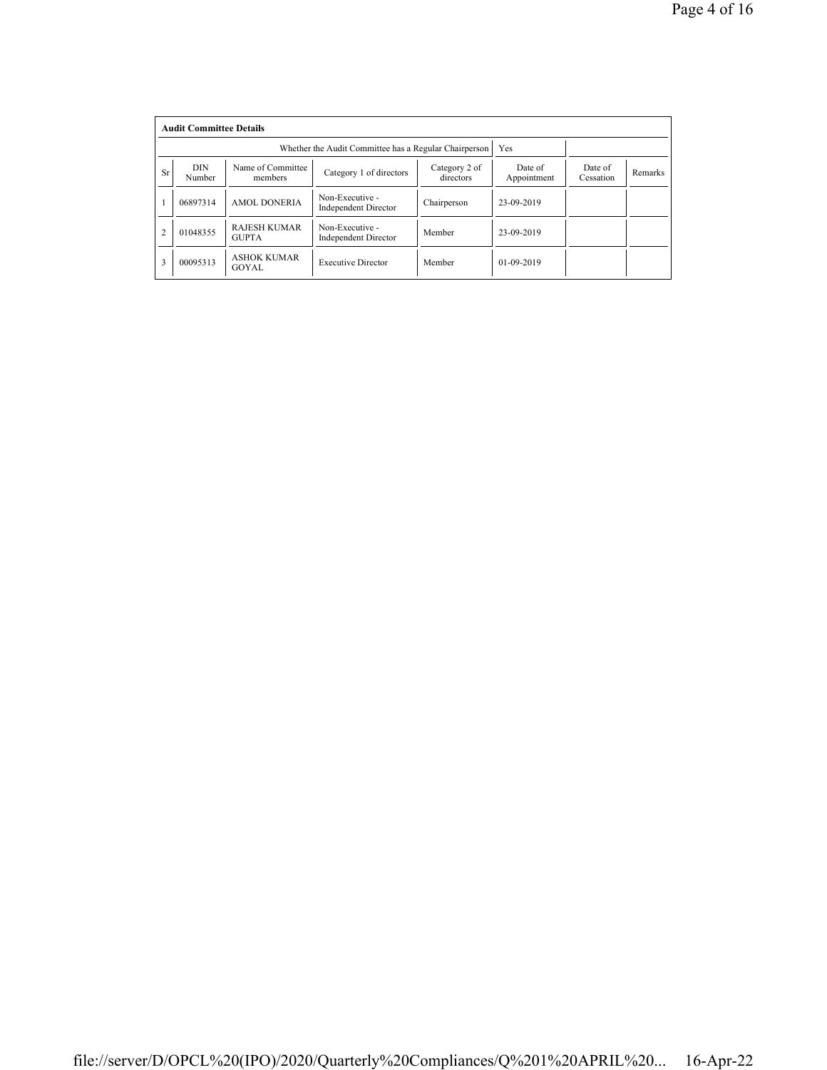| Audit Committee Details | | | | | | | |
|---|---|---|---|---|---|---|---|
| Whether the Audit Committee has a Regular Chairperson | | | | | Yes | | |
| Sr | DIN Number | Name of Committee members | Category 1 of directors | Category 2 of directors | Date of Appointment | Date of Cessation | Remarks |
| 1 | 06897314 | AMOL DONERIA | Non-Executive - Independent Director | Chairperson | 23-09-2019 | | |
| 2 | 01048355 | RAJESH KUMAR GUPTA | Non-Executive - Independent Director | Member | 23-09-2019 | | |
| 3 | 00095313 | ASHOK KUMAR GOYAL | Executive Director | Member | 01-09-2019 | | |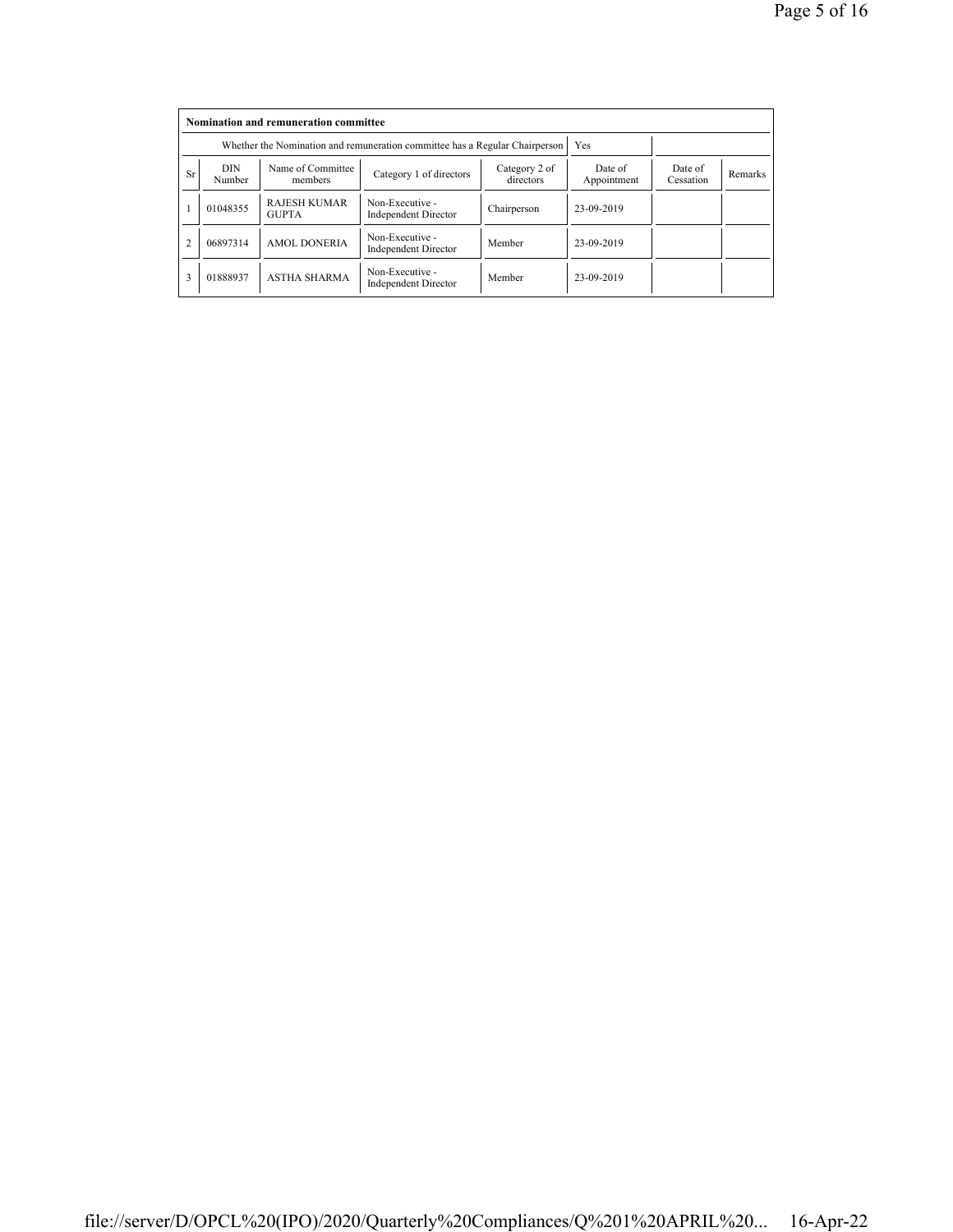| Nomination and remuneration committee | | | | | | | |
|---|---|---|---|---|---|---|---|
| Whether the Nomination and remuneration committee has a Regular Chairperson | | | | | Yes | | |
| Sr | DIN Number | Name of Committee members | Category 1 of directors | Category 2 of directors | Date of Appointment | Date of Cessation | Remarks |
| 1 | 01048355 | RAJESH KUMAR GUPTA | Non-Executive - Independent Director | Chairperson | 23-09-2019 | | |
| 2 | 06897314 | AMOL DONERIA | Non-Executive - Independent Director | Member | 23-09-2019 | | |
| 3 | 01888937 | ASTHA SHARMA | Non-Executive - Independent Director | Member | 23-09-2019 | | |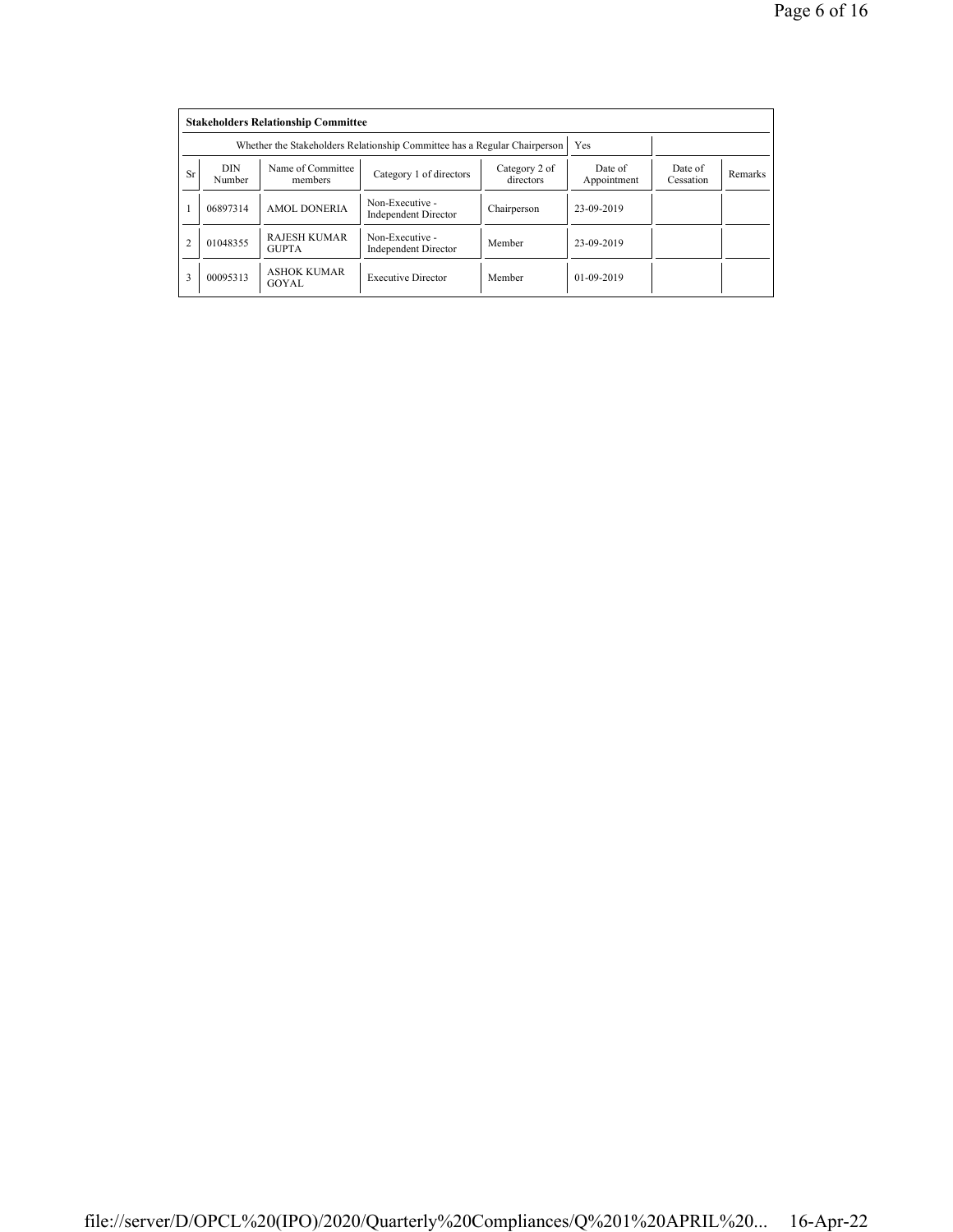**Stakeholders Relationship Committee**

| Whether the Stakeholders Relationship Committee has a Regular Chairperson | | | | | Yes | | |
|---|---|---|---|---|---|---|---|
| Sr | DIN Number | Name of Committee members | Category 1 of directors | Category 2 of directors | Date of Appointment | Date of Cessation | Remarks |
| 1 | 06897314 | AMOL DONERIA | Non-Executive - Independent Director | Chairperson | 23-09-2019 | | |
| 2 | 01048355 | RAJESH KUMAR GUPTA | Non-Executive - Independent Director | Member | 23-09-2019 | | |
| 3 | 00095313 | ASHOK KUMAR GOYAL | Executive Director | Member | 01-09-2019 | | |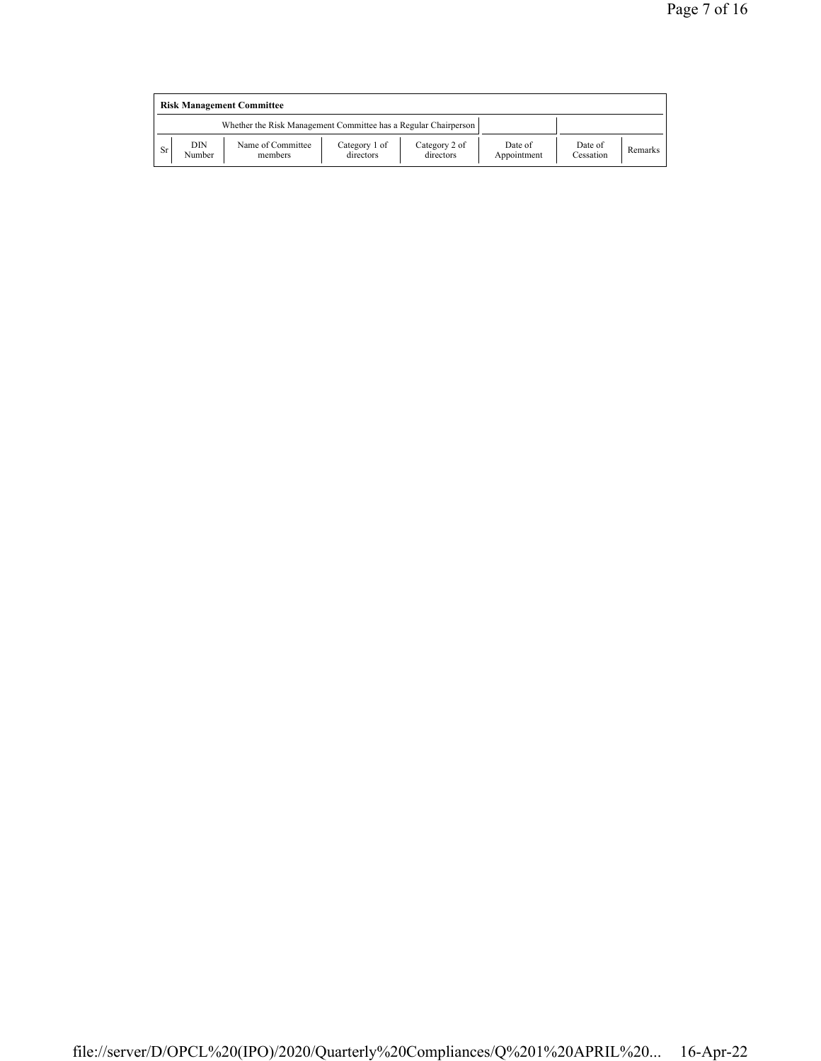| Risk Management Committee | | | | | | | |
|---|---|---|---|---|---|---|---|
| Whether the Risk Management Committee has a Regular Chairperson | | | | | | | |
| Sr | DIN Number | Name of Committee members | Category 1 of directors | Category 2 of directors | Date of Appointment | Date of Cessation | Remarks |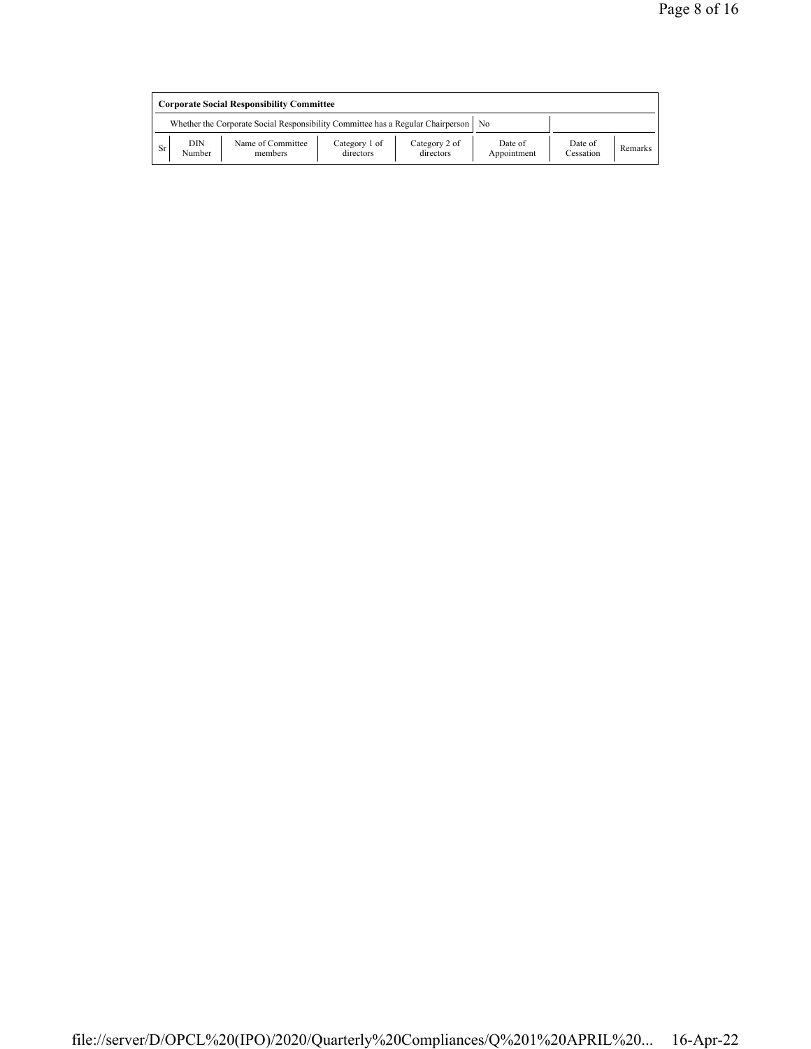| Corporate Social Responsibility Committee | | | | | | | |
|---|---|---|---|---|---|---|---|
| Whether the Corporate Social Responsibility Committee has a Regular Chairperson | | | | | No | | |
| Sr | DIN Number | Name of Committee members | Category 1 of directors | Category 2 of directors | Date of Appointment | Date of Cessation | Remarks |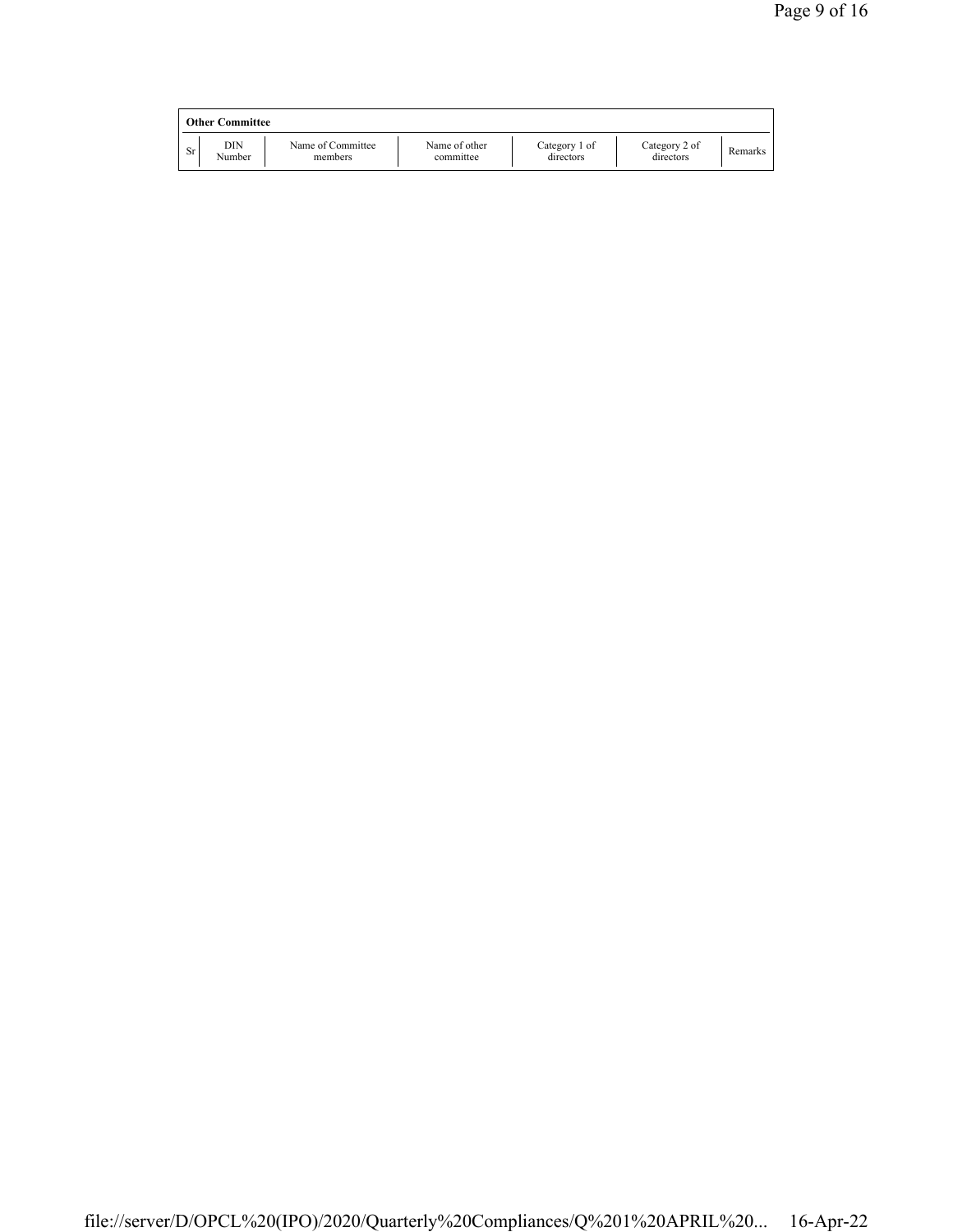| Other Committee | | | | | | |
|---|---|---|---|---|---|---|
| Sr | DIN Number | Name of Committee members | Name of other committee | Category 1 of directors | Category 2 of directors | Remarks |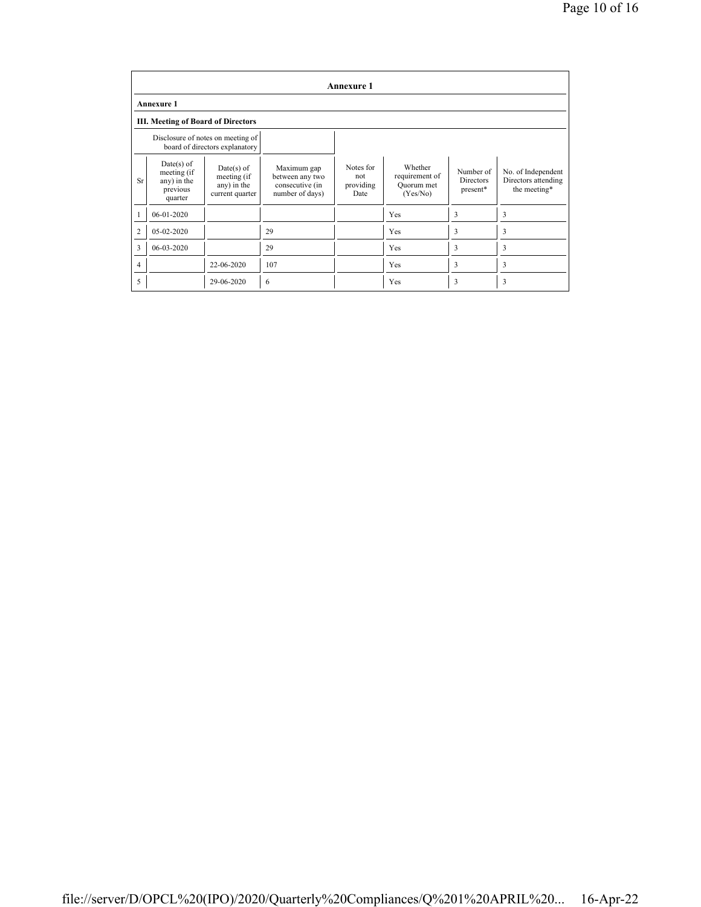| Annexure 1 | | | | | | | |
|---|---|---|---|---|---|---|---|
| **Annexure 1** | | | | | | | |
| **III. Meeting of Board of Directors** | | | | | | | |
| | Disclosure of notes on meeting of board of directors explanatory | | | | | | |
| Sr | Date(s) of meeting (if any) in the previous quarter | Date(s) of meeting (if any) in the current quarter | Maximum gap between any two consecutive (in number of days) | Notes for not providing Date | Whether requirement of Quorum met (Yes/No) | Number of Directors present* | No. of Independent Directors attending the meeting* |
| 1 | 06-01-2020 | | | | Yes | 3 | 3 |
| 2 | 05-02-2020 | | 29 | | Yes | 3 | 3 |
| 3 | 06-03-2020 | | 29 | | Yes | 3 | 3 |
| 4 | | 22-06-2020 | 107 | | Yes | 3 | 3 |
| 5 | | 29-06-2020 | 6 | | Yes | 3 | 3 |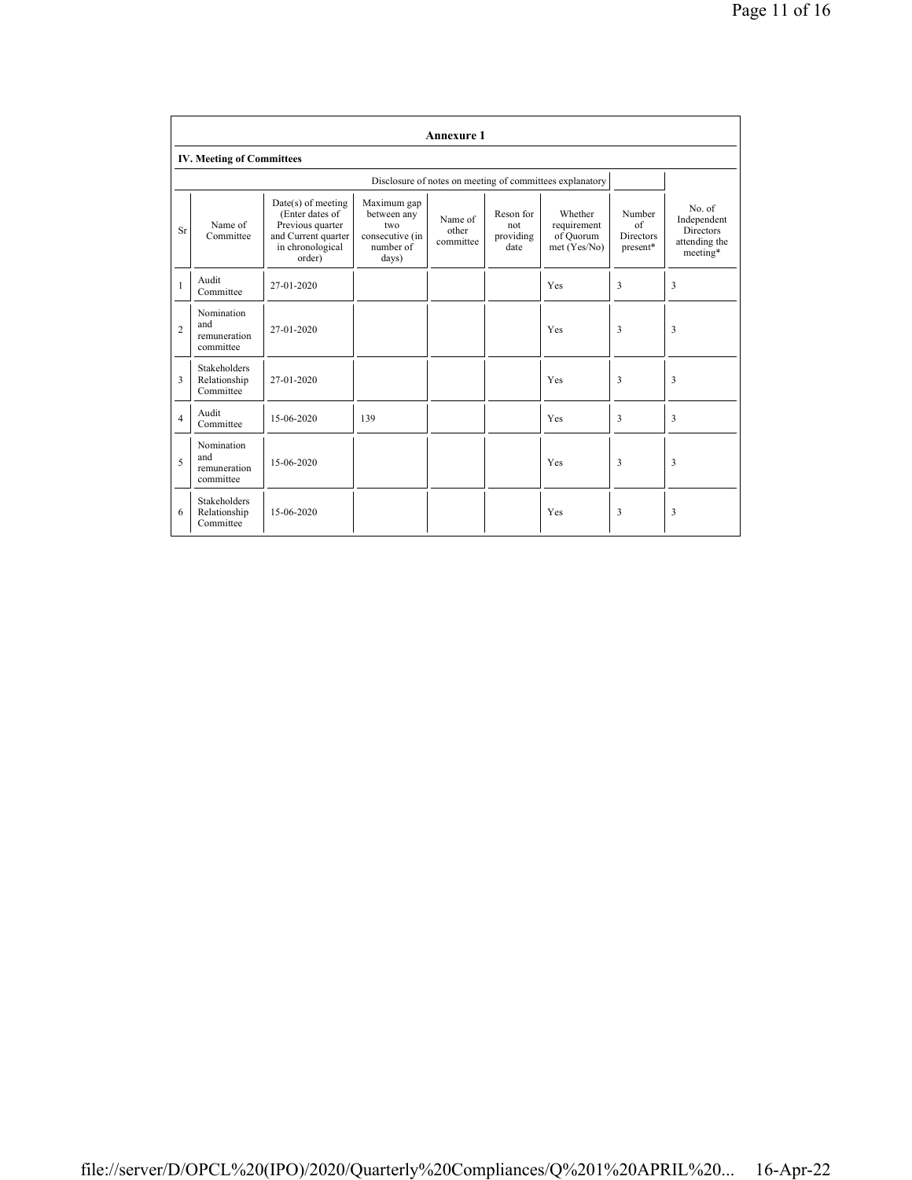## Annexure 1

### IV. Meeting of Committees

Disclosure of notes on meeting of committees explanatory

| Sr | Name of Committee | Date(s) of meeting (Enter dates of Previous quarter and Current quarter in chronological order) | Maximum gap between any two consecutive (in number of days) | Name of other committee | Reson for not providing date | Whether requirement of Quorum met (Yes/No) | Number of Directors present* | No. of Independent Directors attending the meeting* |
|---|---|---|---|---|---|---|---|---|
| 1 | Audit Committee | 27-01-2020 | | | | Yes | 3 | 3 |
| 2 | Nomination and remuneration committee | 27-01-2020 | | | | Yes | 3 | 3 |
| 3 | Stakeholders Relationship Committee | 27-01-2020 | | | | Yes | 3 | 3 |
| 4 | Audit Committee | 15-06-2020 | 139 | | | Yes | 3 | 3 |
| 5 | Nomination and remuneration committee | 15-06-2020 | | | | Yes | 3 | 3 |
| 6 | Stakeholders Relationship Committee | 15-06-2020 | | | | Yes | 3 | 3 |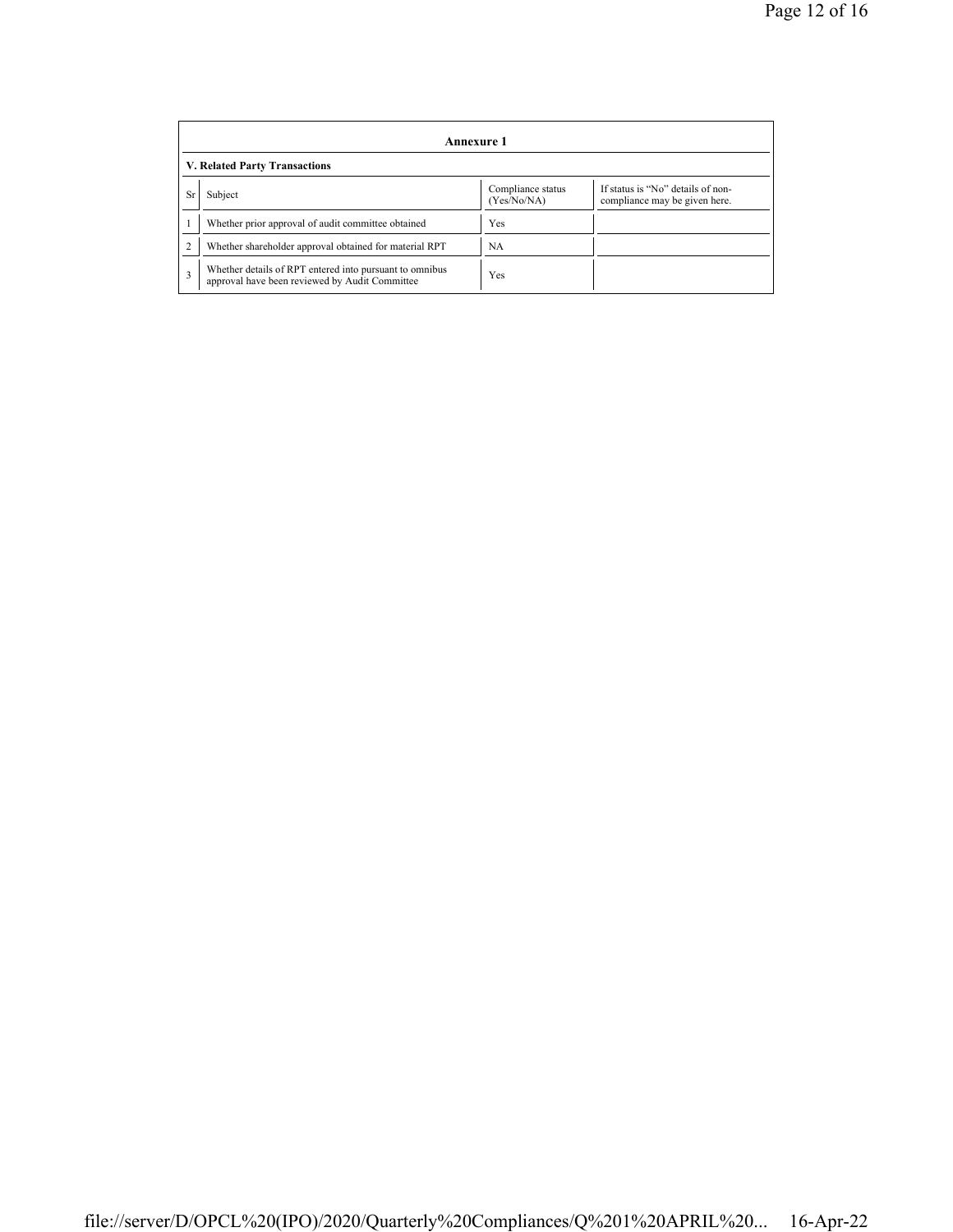## Annexure 1

### V. Related Party Transactions

| Sr | Subject | Compliance status (Yes/No/NA) | If status is "No" details of non-compliance may be given here. |
|---|---|---|---|
| 1 | Whether prior approval of audit committee obtained | Yes | |
| 2 | Whether shareholder approval obtained for material RPT | NA | |
| 3 | Whether details of RPT entered into pursuant to omnibus approval have been reviewed by Audit Committee | Yes | |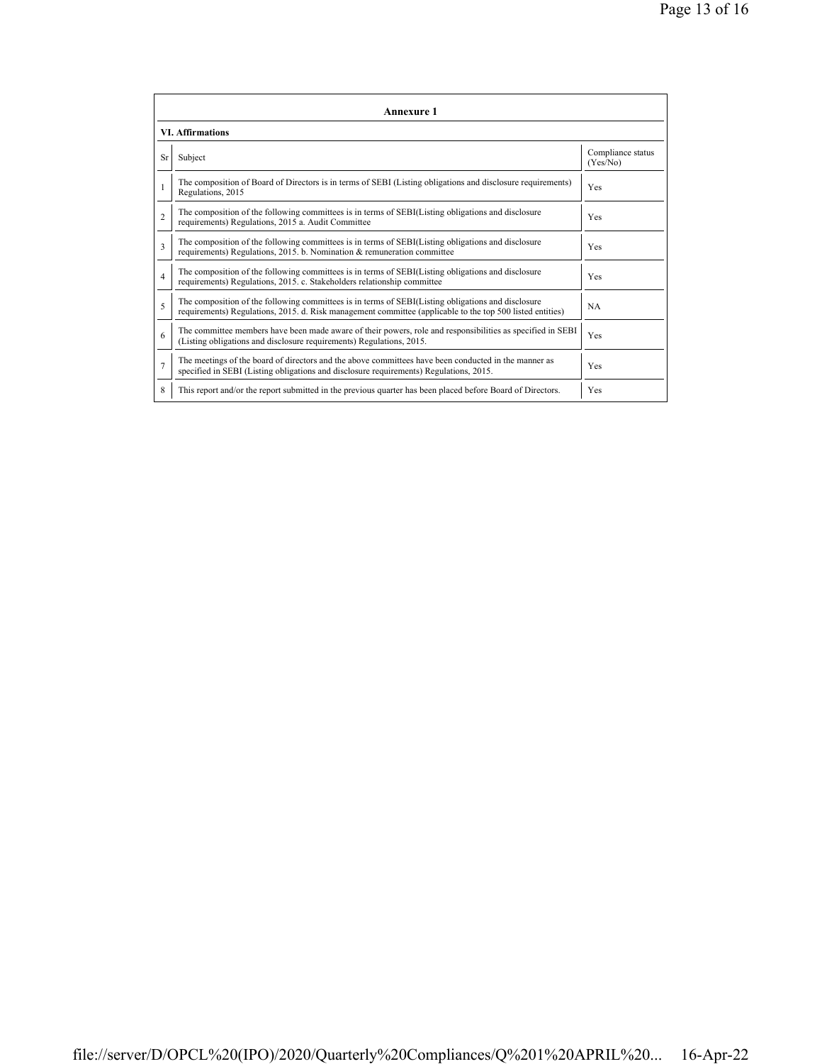**Annexure 1**

**VI. Affirmations**

| Sr | Subject | Compliance status (Yes/No) |
|---|---|---|
| 1 | The composition of Board of Directors is in terms of SEBI (Listing obligations and disclosure requirements) Regulations, 2015 | Yes |
| 2 | The composition of the following committees is in terms of SEBI(Listing obligations and disclosure requirements) Regulations, 2015 a. Audit Committee | Yes |
| 3 | The composition of the following committees is in terms of SEBI(Listing obligations and disclosure requirements) Regulations, 2015. b. Nomination & remuneration committee | Yes |
| 4 | The composition of the following committees is in terms of SEBI(Listing obligations and disclosure requirements) Regulations, 2015. c. Stakeholders relationship committee | Yes |
| 5 | The composition of the following committees is in terms of SEBI(Listing obligations and disclosure requirements) Regulations, 2015. d. Risk management committee (applicable to the top 500 listed entities) | NA |
| 6 | The committee members have been made aware of their powers, role and responsibilities as specified in SEBI (Listing obligations and disclosure requirements) Regulations, 2015. | Yes |
| 7 | The meetings of the board of directors and the above committees have been conducted in the manner as specified in SEBI (Listing obligations and disclosure requirements) Regulations, 2015. | Yes |
| 8 | This report and/or the report submitted in the previous quarter has been placed before Board of Directors. | Yes |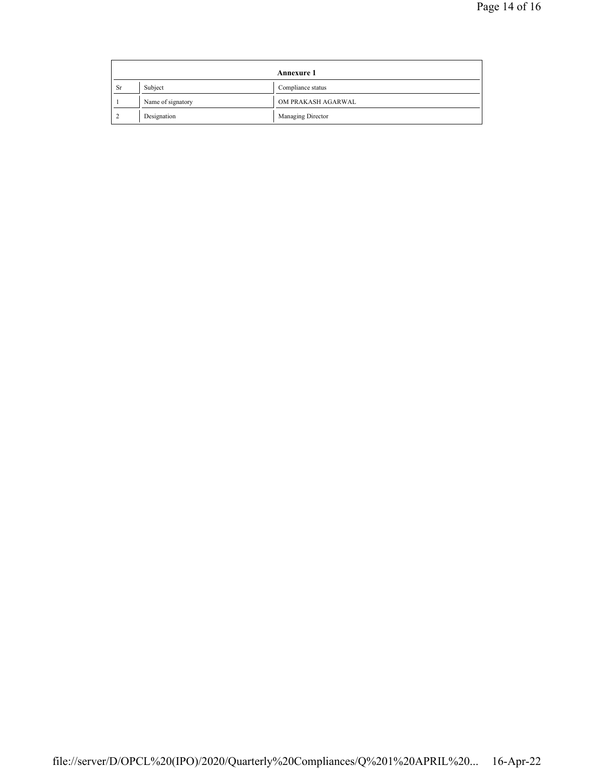| Annexure 1 | | |
|---|---|---|
| Sr | Subject | Compliance status |
| 1 | Name of signatory | OM PRAKASH AGARWAL |
| 2 | Designation | Managing Director |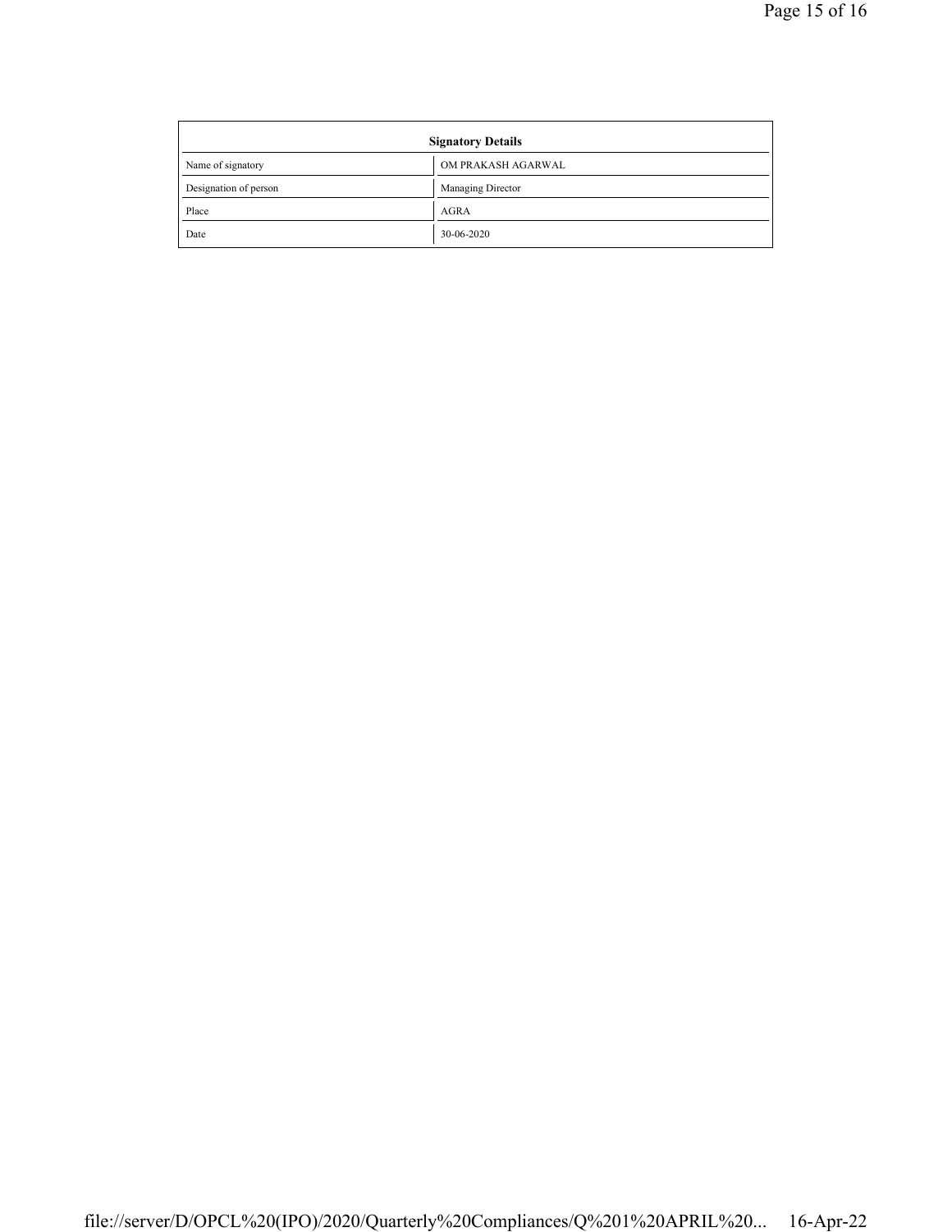| Signatory Details | |
|---|---|
| Name of signatory | OM PRAKASH AGARWAL |
| Designation of person | Managing Director |
| Place | AGRA |
| Date | 30-06-2020 |